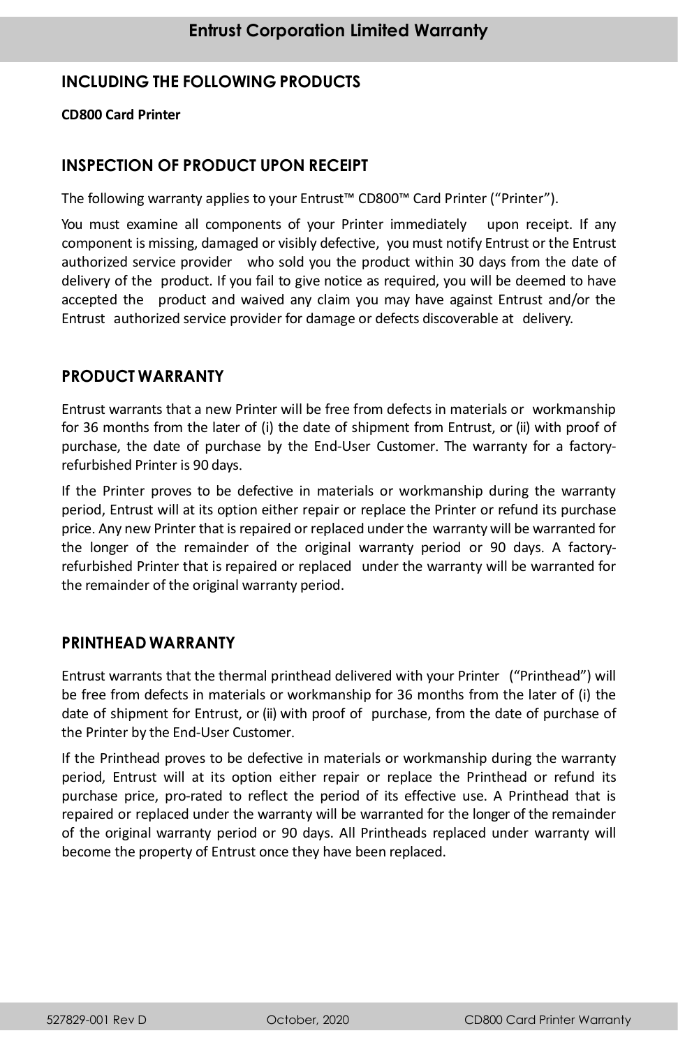# Entrust Corporation Limited Warranty

## INCLUDING THE FOLLOWING PRODUCTS

**CD800 Card Printer**

## INSPECTION OF PRODUCT UPON RECEIPT

The following warranty applies to your Entrust™ CD800™ Card Printer (“Printer”).

You must examine all components of your Printer immediately upon receipt. If any component is missing, damaged or visibly defective, you must notify Entrust or the Entrust authorized service provider who sold you the product within 30 days from the date of delivery of the product. If you fail to give notice as required, you will be deemed to have accepted the product and waived any claim you may have against Entrust and/or the Entrust authorized service provider for damage or defects discoverable at delivery.

## PRODUCT WARRANTY

Entrust warrants that a new Printer will be free from defects in materials or workmanship for 36 months from the later of (i) the date of shipment from Entrust, or (ii) with proof of purchase, the date of purchase by the End-User Customer. The warranty for a factory-refurbished Printer is 90 days.

If the Printer proves to be defective in materials or workmanship during the warranty period, Entrust will at its option either repair or replace the Printer or refund its purchase price. Any new Printer that is repaired or replaced under the warranty will be warranted for the longer of the remainder of the original warranty period or 90 days. A factory-refurbished Printer that is repaired or replaced under the warranty will be warranted for the remainder of the original warranty period.

## PRINTHEAD WARRANTY

Entrust warrants that the thermal printhead delivered with your Printer (“Printhead”) will be free from defects in materials or workmanship for 36 months from the later of (i) the date of shipment for Entrust, or (ii) with proof of purchase, from the date of purchase of the Printer by the End-User Customer.

If the Printhead proves to be defective in materials or workmanship during the warranty period, Entrust will at its option either repair or replace the Printhead or refund its purchase price, pro-rated to reflect the period of its effective use. A Printhead that is repaired or replaced under the warranty will be warranted for the longer of the remainder of the original warranty period or 90 days. All Printheads replaced under warranty will become the property of Entrust once they have been replaced.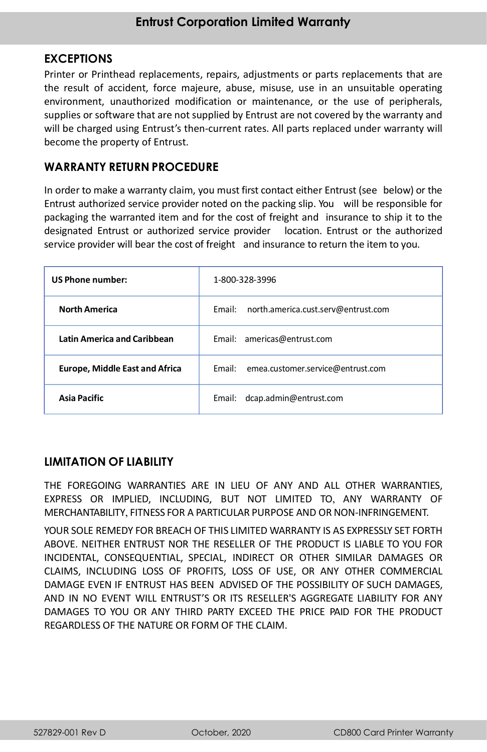# Entrust Corporation Limited Warranty

## EXCEPTIONS

Printer or Printhead replacements, repairs, adjustments or parts replacements that are the result of accident, force majeure, abuse, misuse, use in an unsuitable operating environment, unauthorized modification or maintenance, or the use of peripherals, supplies or software that are not supplied by Entrust are not covered by the warranty and will be charged using Entrust's then-current rates. All parts replaced under warranty will become the property of Entrust.

## WARRANTY RETURN PROCEDURE

In order to make a warranty claim, you must first contact either Entrust (see below) or the Entrust authorized service provider noted on the packing slip. You will be responsible for packaging the warranted item and for the cost of freight and insurance to ship it to the designated Entrust or authorized service provider location. Entrust or the authorized service provider will bear the cost of freight and insurance to return the item to you.

| | |
|---|---|
| **US Phone number:** | 1-800-328-3996 |
| **North America** | Email: north.america.cust.serv@entrust.com |
| **Latin America and Caribbean** | Email: americas@entrust.com |
| **Europe, Middle East and Africa** | Email: emea.customer.service@entrust.com |
| **Asia Pacific** | Email: dcap.admin@entrust.com |

## LIMITATION OF LIABILITY

THE FOREGOING WARRANTIES ARE IN LIEU OF ANY AND ALL OTHER WARRANTIES, EXPRESS OR IMPLIED, INCLUDING, BUT NOT LIMITED TO, ANY WARRANTY OF MERCHANTABILITY, FITNESS FOR A PARTICULAR PURPOSE AND OR NON-INFRINGEMENT.

YOUR SOLE REMEDY FOR BREACH OF THIS LIMITED WARRANTY IS AS EXPRESSLY SET FORTH ABOVE. NEITHER ENTRUST NOR THE RESELLER OF THE PRODUCT IS LIABLE TO YOU FOR INCIDENTAL, CONSEQUENTIAL, SPECIAL, INDIRECT OR OTHER SIMILAR DAMAGES OR CLAIMS, INCLUDING LOSS OF PROFITS, LOSS OF USE, OR ANY OTHER COMMERCIAL DAMAGE EVEN IF ENTRUST HAS BEEN ADVISED OF THE POSSIBILITY OF SUCH DAMAGES, AND IN NO EVENT WILL ENTRUST'S OR ITS RESELLER'S AGGREGATE LIABILITY FOR ANY DAMAGES TO YOU OR ANY THIRD PARTY EXCEED THE PRICE PAID FOR THE PRODUCT REGARDLESS OF THE NATURE OR FORM OF THE CLAIM.